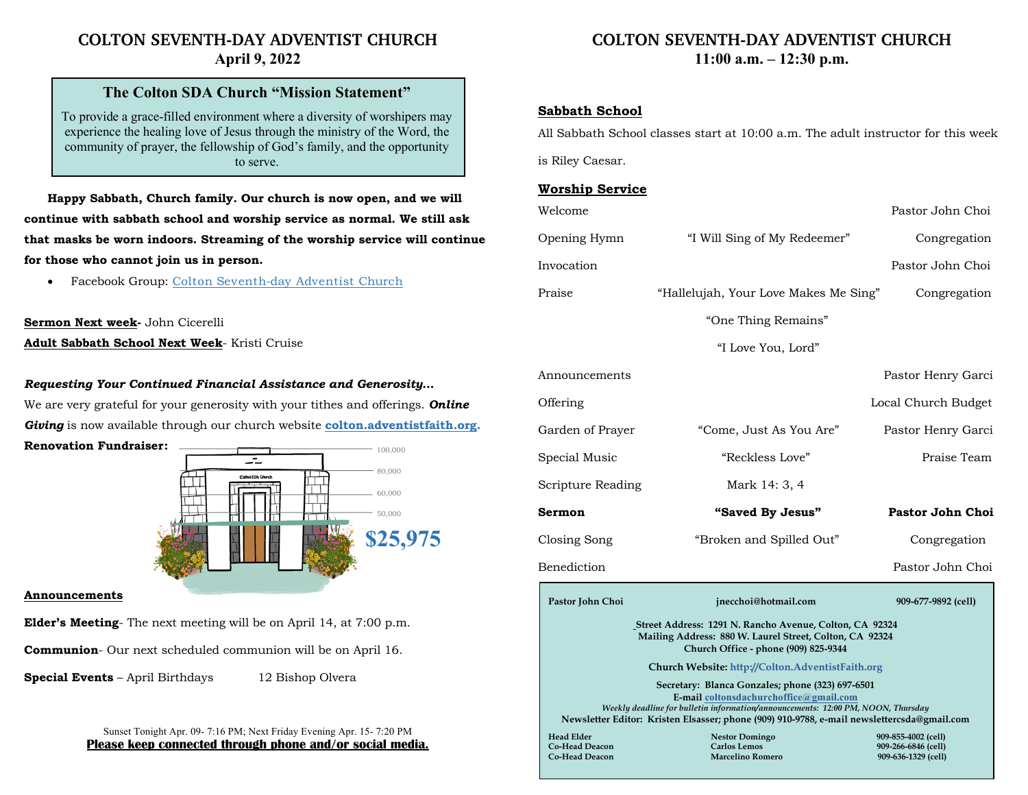# COLTON SEVENTH-DAY ADVENTIST CHURCH

## April 9, 2022

### The Colton SDA Church "Mission Statement"

To provide a grace-filled environment where a diversity of worshipers may experience the healing love of Jesus through the ministry of the Word, the community of prayer, the fellowship of God's family, and the opportunity to serve.

**Happy Sabbath, Church family. Our church is now open, and we will continue with sabbath school and worship service as normal. We still ask that masks be worn indoors. Streaming of the worship service will continue for those who cannot join us in person.**

- Facebook Group: Colton Seventh-day Adventist Church

**Sermon Next week**- John Cicerelli

**Adult Sabbath School Next Week**- Kristi Cruise

***Requesting Your Continued Financial Assistance and Generosity…***

We are very grateful for your generosity with your tithes and offerings. ***Online Giving*** is now available through our church website **colton.adventistfaith.org.**

**Renovation Fundraiser:**

100,000

80,000

60,000

50,000

Colton SDA Church

**$25,975**

**Announcements**

**Elder's Meeting**- The next meeting will be on April 14, at 7:00 p.m.

**Communion**- Our next scheduled communion will be on April 16.

**Special Events** – April Birthdays 12 Bishop Olvera

Sunset Tonight Apr. 09- 7:16 PM; Next Friday Evening Apr. 15- 7:20 PM

**Please keep connected through phone and/or social media.**

# COLTON SEVENTH-DAY ADVENTIST CHURCH

## 11:00 a.m. – 12:30 p.m.

**Sabbath School**

All Sabbath School classes start at 10:00 a.m. The adult instructor for this week is Riley Caesar.

**Worship Service**

| | | |
|---|---|---|
| Welcome | | Pastor John Choi |
| Opening Hymn | "I Will Sing of My Redeemer" | Congregation |
| Invocation | | Pastor John Choi |
| Praise | "Hallelujah, Your Love Makes Me Sing" | Congregation |
| | "One Thing Remains" | |
| | "I Love You, Lord" | |
| Announcements | | Pastor Henry Garci |
| Offering | | Local Church Budget |
| Garden of Prayer | "Come, Just As You Are" | Pastor Henry Garci |
| Special Music | "Reckless Love" | Praise Team |
| Scripture Reading | Mark 14: 3, 4 | |
| **Sermon** | **"Saved By Jesus"** | **Pastor John Choi** |
| Closing Song | "Broken and Spilled Out" | Congregation |
| Benediction | | Pastor John Choi |

**Pastor John Choi** jnecchoi@hotmail.com 909-677-9892 (cell)

**Street Address: 1291 N. Rancho Avenue, Colton, CA 92324**
**Mailing Address: 880 W. Laurel Street, Colton, CA 92324**
**Church Office - phone (909) 825-9344**

**Church Website: http://Colton.AdventistFaith.org**

**Secretary: Blanca Gonzales; phone (323) 697-6501**
**E-mail coltonsdachurchoffice@gmail.com**
*Weekly deadline for bulletin information/announcements: 12:00 PM, NOON, Thursday*
**Newsletter Editor: Kristen Elsasser; phone (909) 910-9788, e-mail newslettercsda@gmail.com**

| | | |
|---|---|---|
| **Head Elder** | **Nestor Domingo** | **909-855-4002 (cell)** |
| **Co-Head Deacon** | **Carlos Lemos** | **909-266-6846 (cell)** |
| **Co-Head Deacon** | **Marcelino Romero** | **909-636-1329 (cell)** |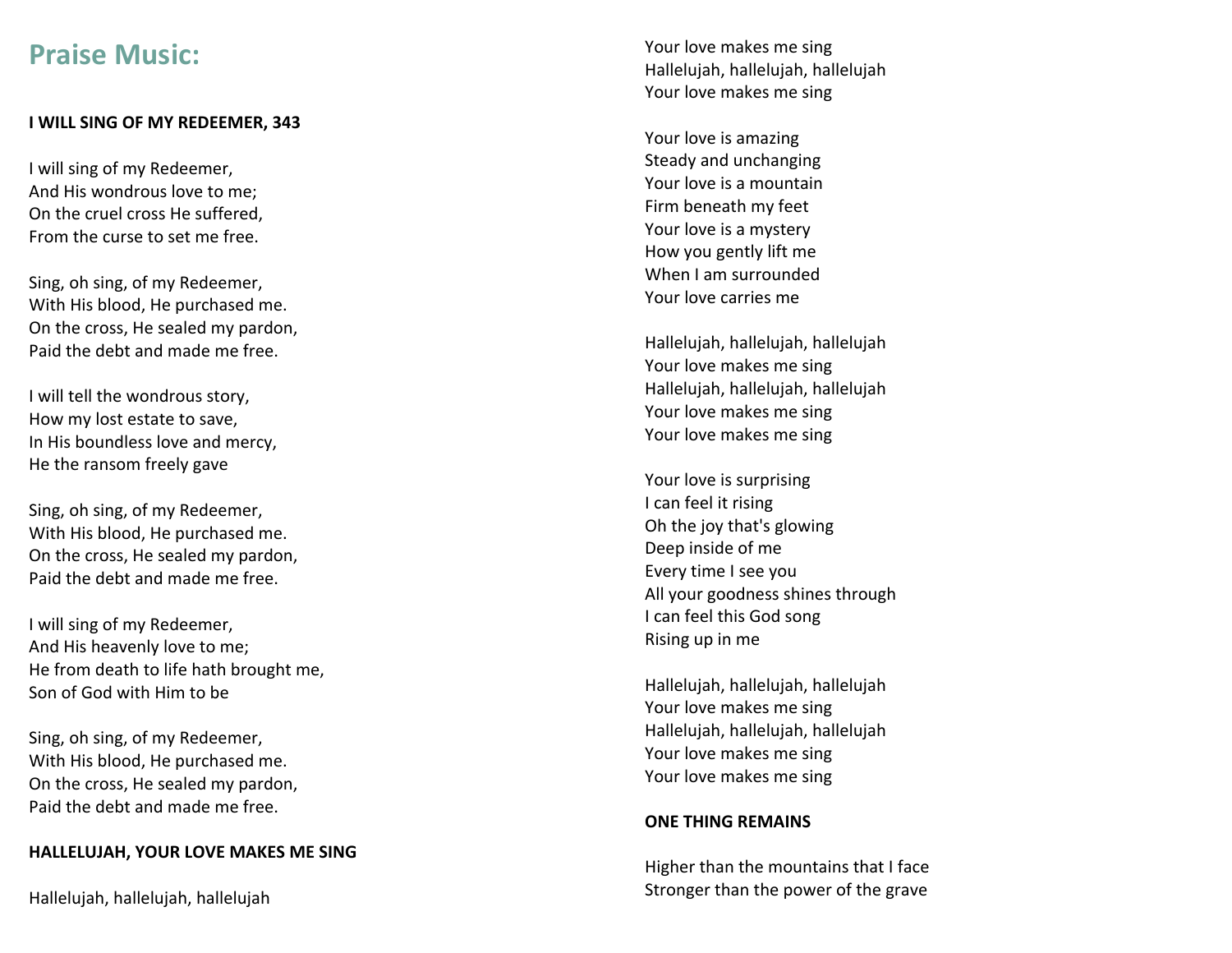## Praise Music:

**I WILL SING OF MY REDEEMER, 343**

I will sing of my Redeemer,
And His wondrous love to me;
On the cruel cross He suffered,
From the curse to set me free.

Sing, oh sing, of my Redeemer,
With His blood, He purchased me.
On the cross, He sealed my pardon,
Paid the debt and made me free.

I will tell the wondrous story,
How my lost estate to save,
In His boundless love and mercy,
He the ransom freely gave

Sing, oh sing, of my Redeemer,
With His blood, He purchased me.
On the cross, He sealed my pardon,
Paid the debt and made me free.

I will sing of my Redeemer,
And His heavenly love to me;
He from death to life hath brought me,
Son of God with Him to be

Sing, oh sing, of my Redeemer,
With His blood, He purchased me.
On the cross, He sealed my pardon,
Paid the debt and made me free.

**HALLELUJAH, YOUR LOVE MAKES ME SING**

Hallelujah, hallelujah, hallelujah
Your love makes me sing
Hallelujah, hallelujah, hallelujah
Your love makes me sing

Your love is amazing
Steady and unchanging
Your love is a mountain
Firm beneath my feet
Your love is a mystery
How you gently lift me
When I am surrounded
Your love carries me

Hallelujah, hallelujah, hallelujah
Your love makes me sing
Hallelujah, hallelujah, hallelujah
Your love makes me sing
Your love makes me sing

Your love is surprising
I can feel it rising
Oh the joy that's glowing
Deep inside of me
Every time I see you
All your goodness shines through
I can feel this God song
Rising up in me

Hallelujah, hallelujah, hallelujah
Your love makes me sing
Hallelujah, hallelujah, hallelujah
Your love makes me sing
Your love makes me sing

**ONE THING REMAINS**

Higher than the mountains that I face
Stronger than the power of the grave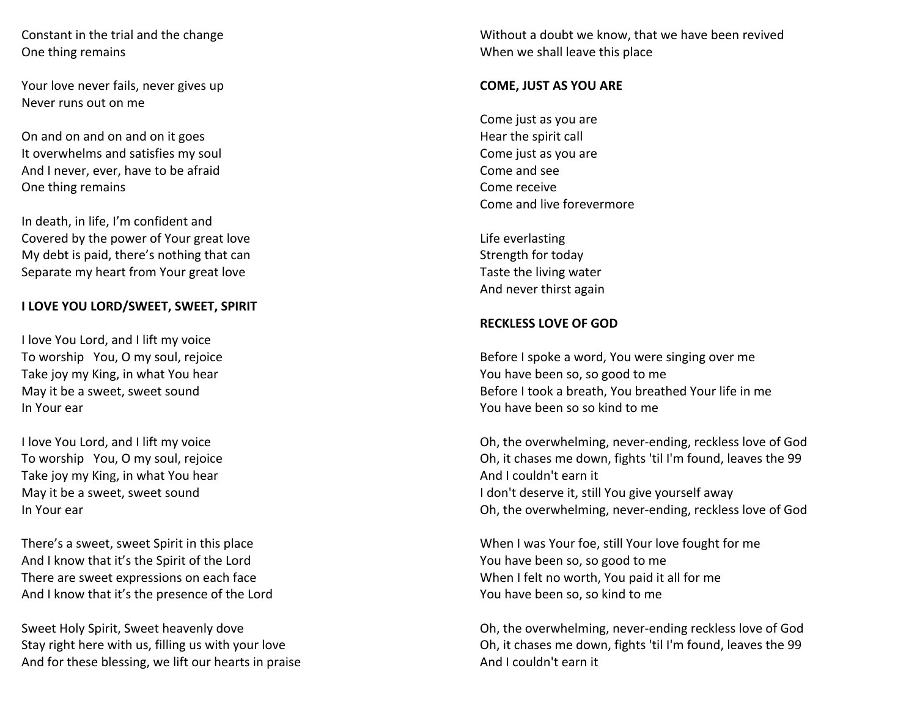Constant in the trial and the change
One thing remains

Your love never fails, never gives up
Never runs out on me

On and on and on and on it goes
It overwhelms and satisfies my soul
And I never, ever, have to be afraid
One thing remains

In death, in life, I'm confident and
Covered by the power of Your great love
My debt is paid, there's nothing that can
Separate my heart from Your great love

**I LOVE YOU LORD/SWEET, SWEET, SPIRIT**

I love You Lord, and I lift my voice
To worship You, O my soul, rejoice
Take joy my King, in what You hear
May it be a sweet, sweet sound
In Your ear

I love You Lord, and I lift my voice
To worship You, O my soul, rejoice
Take joy my King, in what You hear
May it be a sweet, sweet sound
In Your ear

There's a sweet, sweet Spirit in this place
And I know that it's the Spirit of the Lord
There are sweet expressions on each face
And I know that it's the presence of the Lord

Sweet Holy Spirit, Sweet heavenly dove
Stay right here with us, filling us with your love
And for these blessing, we lift our hearts in praise
Without a doubt we know, that we have been revived
When we shall leave this place

**COME, JUST AS YOU ARE**

Come just as you are
Hear the spirit call
Come just as you are
Come and see
Come receive
Come and live forevermore

Life everlasting
Strength for today
Taste the living water
And never thirst again

**RECKLESS LOVE OF GOD**

Before I spoke a word, You were singing over me
You have been so, so good to me
Before I took a breath, You breathed Your life in me
You have been so so kind to me

Oh, the overwhelming, never-ending, reckless love of God
Oh, it chases me down, fights 'til I'm found, leaves the 99
And I couldn't earn it
I don't deserve it, still You give yourself away
Oh, the overwhelming, never-ending, reckless love of God

When I was Your foe, still Your love fought for me
You have been so, so good to me
When I felt no worth, You paid it all for me
You have been so, so kind to me

Oh, the overwhelming, never-ending reckless love of God
Oh, it chases me down, fights 'til I'm found, leaves the 99
And I couldn't earn it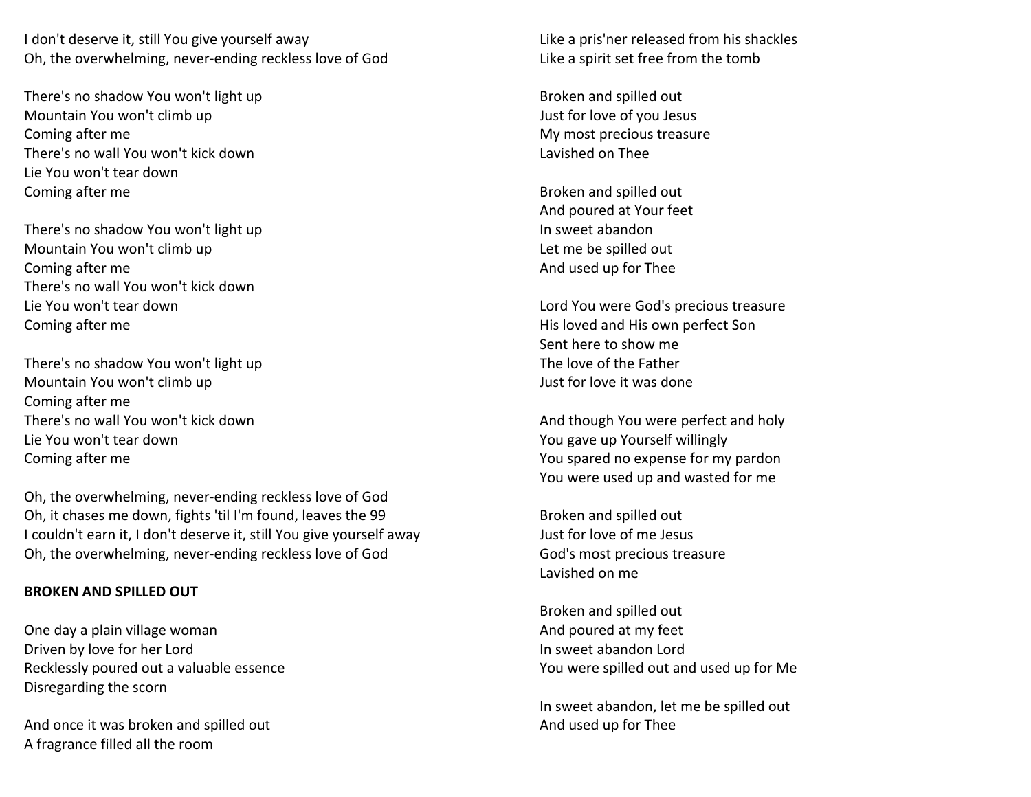I don't deserve it, still You give yourself away
Oh, the overwhelming, never-ending reckless love of God

There's no shadow You won't light up
Mountain You won't climb up
Coming after me
There's no wall You won't kick down
Lie You won't tear down
Coming after me

There's no shadow You won't light up
Mountain You won't climb up
Coming after me
There's no wall You won't kick down
Lie You won't tear down
Coming after me

There's no shadow You won't light up
Mountain You won't climb up
Coming after me
There's no wall You won't kick down
Lie You won't tear down
Coming after me

Oh, the overwhelming, never-ending reckless love of God
Oh, it chases me down, fights 'til I'm found, leaves the 99
I couldn't earn it, I don't deserve it, still You give yourself away
Oh, the overwhelming, never-ending reckless love of God

**BROKEN AND SPILLED OUT**

One day a plain village woman
Driven by love for her Lord
Recklessly poured out a valuable essence
Disregarding the scorn

And once it was broken and spilled out
A fragrance filled all the room
Like a pris'ner released from his shackles
Like a spirit set free from the tomb

Broken and spilled out
Just for love of you Jesus
My most precious treasure
Lavished on Thee

Broken and spilled out
And poured at Your feet
In sweet abandon
Let me be spilled out
And used up for Thee

Lord You were God's precious treasure
His loved and His own perfect Son
Sent here to show me
The love of the Father
Just for love it was done

And though You were perfect and holy
You gave up Yourself willingly
You spared no expense for my pardon
You were used up and wasted for me

Broken and spilled out
Just for love of me Jesus
God's most precious treasure
Lavished on me

Broken and spilled out
And poured at my feet
In sweet abandon Lord
You were spilled out and used up for Me

In sweet abandon, let me be spilled out
And used up for Thee